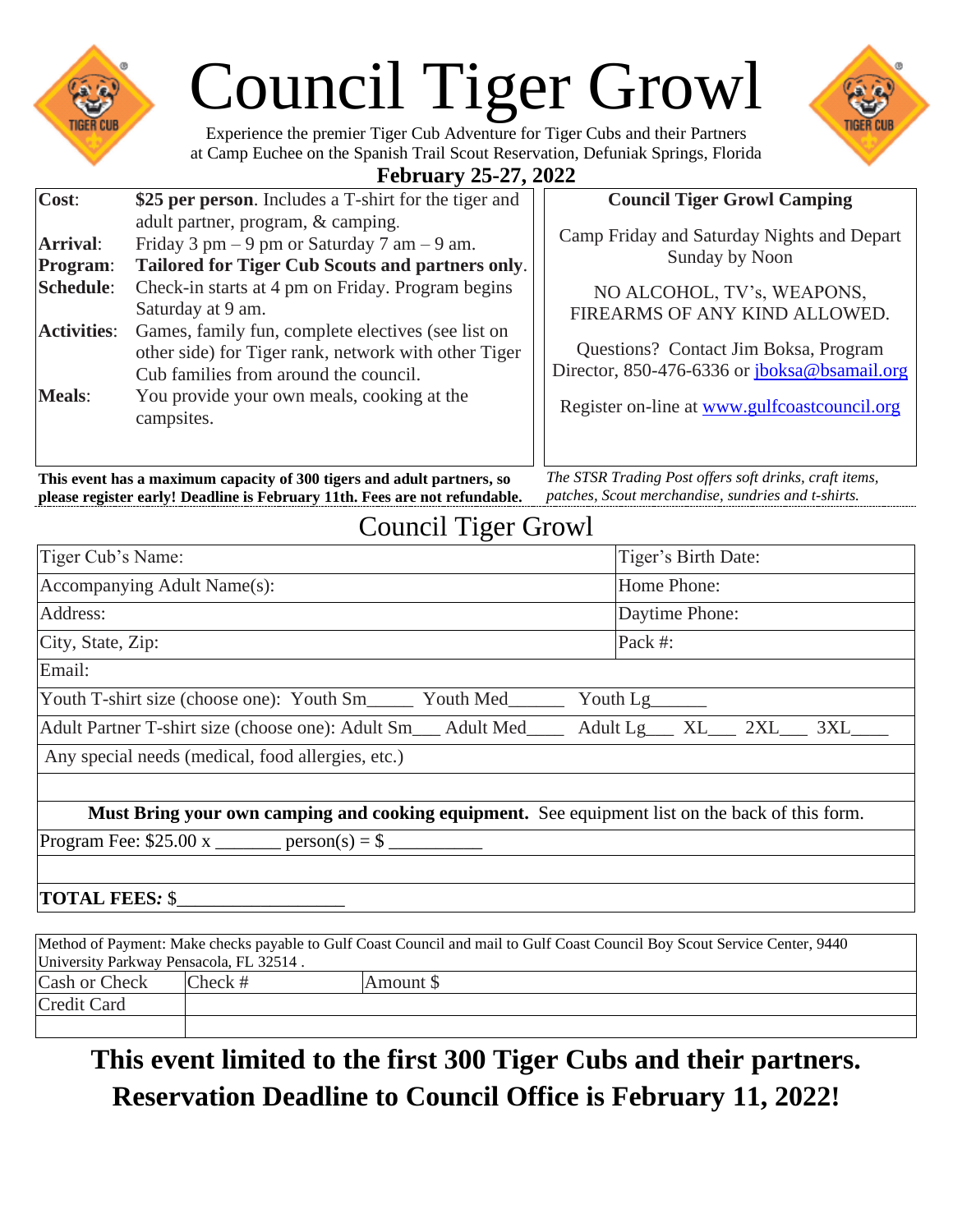# Council Tiger Growl

Experience the premier Tiger Cub Adventure for Tiger Cubs and their Partners at Camp Euchee on the Spanish Trail Scout Reservation, Defuniak Springs, Florida

**February 25-27, 2022**

| | |
|---|---|
| **Cost**: | **$25 per person**. Includes a T-shirt for the tiger and adult partner, program, & camping. |
| **Arrival**: | Friday 3 pm – 9 pm or Saturday 7 am – 9 am. |
| **Program**: | **Tailored for Tiger Cub Scouts and partners only**. |
| **Schedule**: | Check-in starts at 4 pm on Friday. Program begins Saturday at 9 am. |
| **Activities**: | Games, family fun, complete electives (see list on other side) for Tiger rank, network with other Tiger Cub families from around the council. |
| **Meals**: | You provide your own meals, cooking at the campsites. |

**Council Tiger Growl Camping**

Camp Friday and Saturday Nights and Depart Sunday by Noon

NO ALCOHOL, TV's, WEAPONS, FIREARMS OF ANY KIND ALLOWED.

Questions? Contact Jim Boksa, Program Director, 850-476-6336 or jboksa@bsamail.org

Register on-line at www.gulfcoastcouncil.org

**This event has a maximum capacity of 300 tigers and adult partners, so please register early! Deadline is February 11th. Fees are not refundable.**

*The STSR Trading Post offers soft drinks, craft items, patches, Scout merchandise, sundries and t-shirts.*

## Council Tiger Growl

| | |
|---|---|
| Tiger Cub's Name: | Tiger's Birth Date: |
| Accompanying Adult Name(s): | Home Phone: |
| Address: | Daytime Phone: |
| City, State, Zip: | Pack #: |
| Email: | |

Youth T-shirt size (choose one): Youth Sm_____ Youth Med______ Youth Lg______

Adult Partner T-shirt size (choose one): Adult Sm___ Adult Med____ Adult Lg___ XL___ 2XL___ 3XL____

Any special needs (medical, food allergies, etc.)

**Must Bring your own camping and cooking equipment.** See equipment list on the back of this form.

Program Fee: $25.00 x _______ person(s) = $ __________

**TOTAL FEES:** $_________________

Method of Payment: Make checks payable to Gulf Coast Council and mail to Gulf Coast Council Boy Scout Service Center, 9440 University Parkway Pensacola, FL 32514 .

| | | |
|---|---|---|
| Cash or Check | Check # | Amount $ |
| Credit Card | | |
| | | |

**This event limited to the first 300 Tiger Cubs and their partners.**

**Reservation Deadline to Council Office is February 11, 2022!**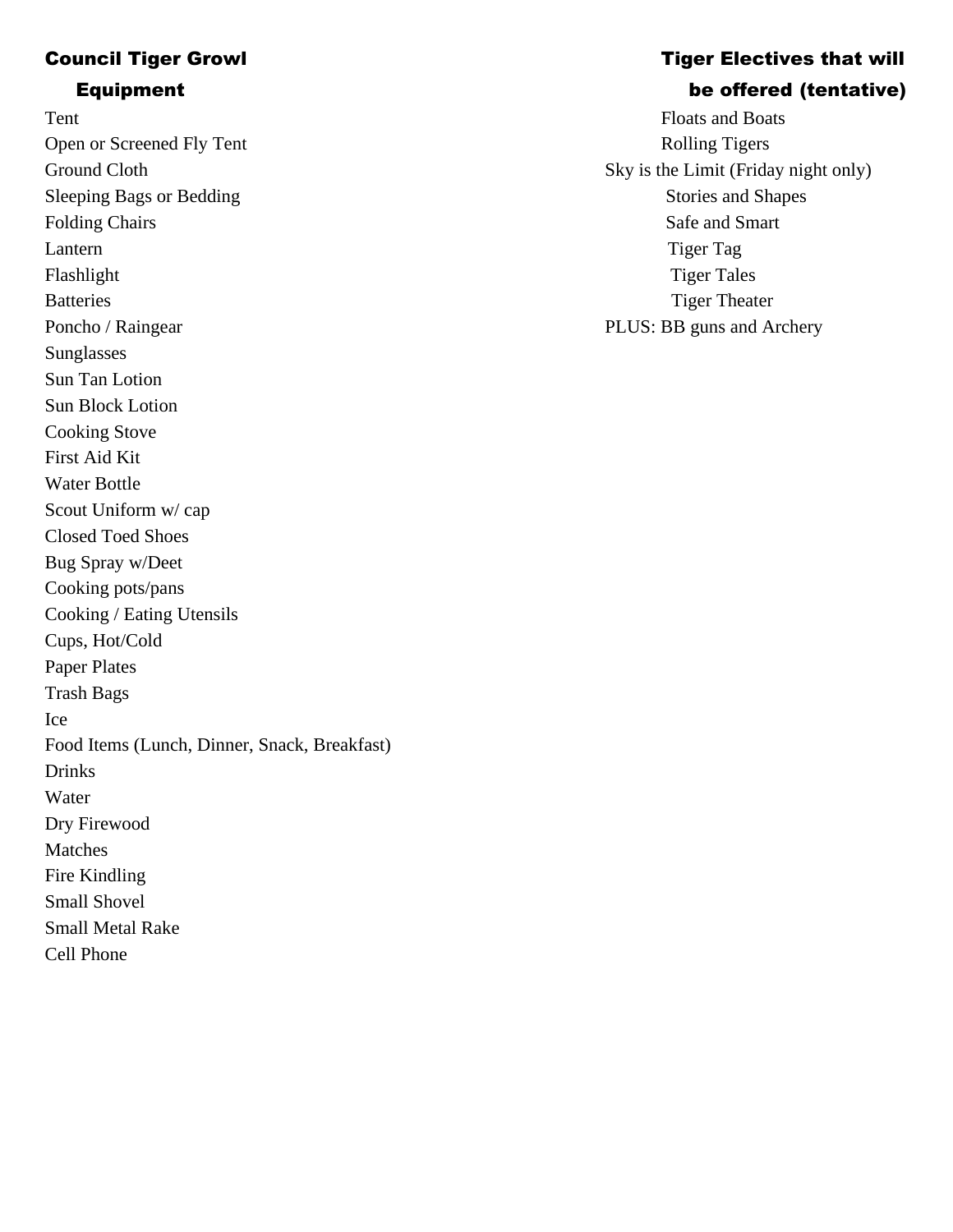## Council Tiger Growl Equipment

Tent
Open or Screened Fly Tent
Ground Cloth
Sleeping Bags or Bedding
Folding Chairs
Lantern
Flashlight
Batteries
Poncho / Raingear
Sunglasses
Sun Tan Lotion
Sun Block Lotion
Cooking Stove
First Aid Kit
Water Bottle
Scout Uniform w/ cap
Closed Toed Shoes
Bug Spray w/Deet
Cooking pots/pans
Cooking / Eating Utensils
Cups, Hot/Cold
Paper Plates
Trash Bags
Ice
Food Items (Lunch, Dinner, Snack, Breakfast)
Drinks
Water
Dry Firewood
Matches
Fire Kindling
Small Shovel
Small Metal Rake
Cell Phone

## Tiger Electives that will be offered (tentative)

Floats and Boats
Rolling Tigers
Sky is the Limit (Friday night only)
Stories and Shapes
Safe and Smart
Tiger Tag
Tiger Tales
Tiger Theater
PLUS: BB guns and Archery